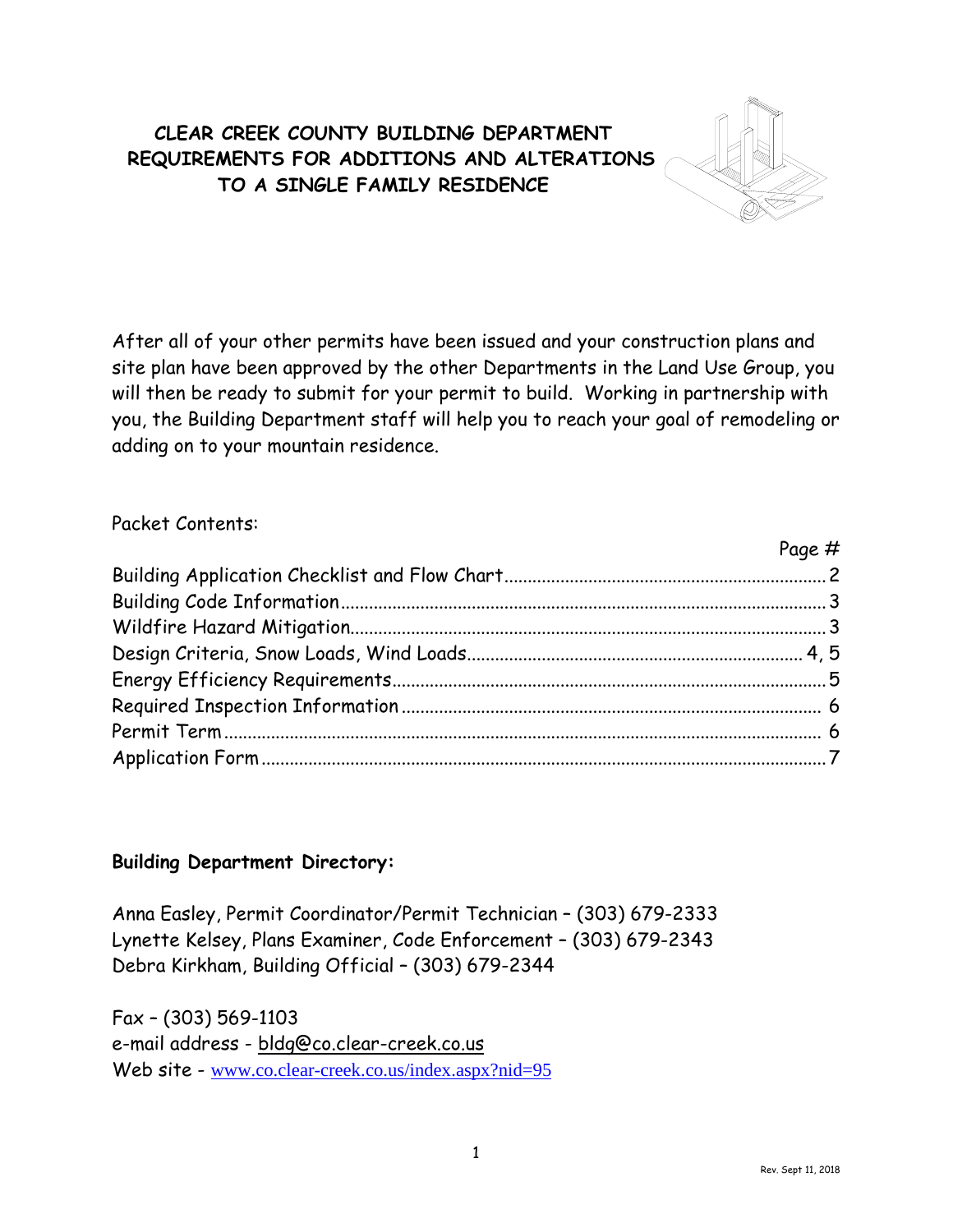# CLEAR CREEK COUNTY BUILDING DEPARTMENT REQUIREMENTS FOR ADDITIONS AND ALTERATIONS TO A SINGLE FAMILY RESIDENCE

After all of your other permits have been issued and your construction plans and site plan have been approved by the other Departments in the Land Use Group, you will then be ready to submit for your permit to build. Working in partnership with you, the Building Department staff will help you to reach your goal of remodeling or adding on to your mountain residence.

Packet Contents:

| | Page # |
|---|---|
| Building Application Checklist and Flow Chart | 2 |
| Building Code Information | 3 |
| Wildfire Hazard Mitigation | 3 |
| Design Criteria, Snow Loads, Wind Loads | 4, 5 |
| Energy Efficiency Requirements | 5 |
| Required Inspection Information | 6 |
| Permit Term | 6 |
| Application Form | 7 |

**Building Department Directory:**

Anna Easley, Permit Coordinator/Permit Technician – (303) 679-2333
Lynette Kelsey, Plans Examiner, Code Enforcement – (303) 679-2343
Debra Kirkham, Building Official – (303) 679-2344

Fax – (303) 569-1103
e-mail address - bldg@co.clear-creek.co.us
Web site - www.co.clear-creek.co.us/index.aspx?nid=95

Rev. Sept 11, 2018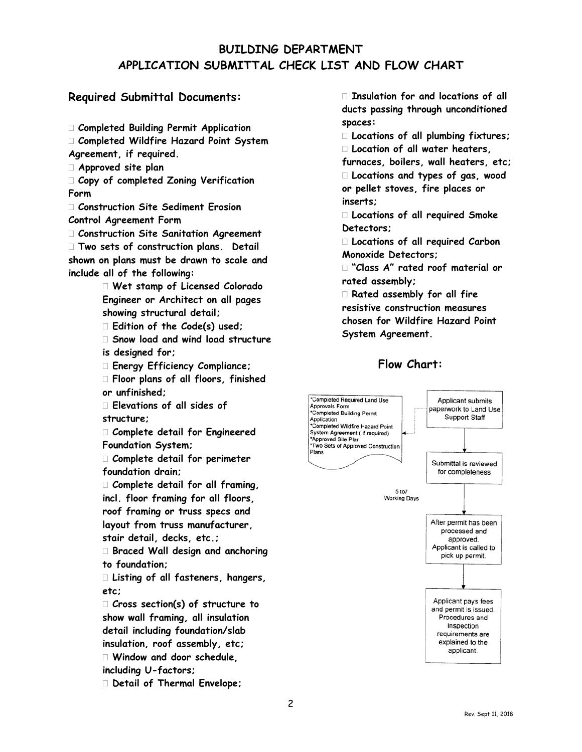# BUILDING DEPARTMENT
## APPLICATION SUBMITTAL CHECK LIST AND FLOW CHART

### Required Submittal Documents:

- **Completed Building Permit Application**
- **Completed Wildfire Hazard Point System Agreement, if required.**
- **Approved site plan**
- **Copy of completed Zoning Verification Form**
- **Construction Site Sediment Erosion Control Agreement Form**
- **Construction Site Sanitation Agreement**
- **Two sets of construction plans. Detail shown on plans must be drawn to scale and include all of the following:**
  - **Wet stamp of Licensed Colorado Engineer or Architect on all pages showing structural detail;**
  - **Edition of the Code(s) used;**
  - **Snow load and wind load structure is designed for;**
  - **Energy Efficiency Compliance;**
  - **Floor plans of all floors, finished or unfinished;**
  - **Elevations of all sides of structure;**
  - **Complete detail for Engineered Foundation System;**
  - **Complete detail for perimeter foundation drain;**
  - **Complete detail for all framing, incl. floor framing for all floors, roof framing or truss specs and layout from truss manufacturer, stair detail, decks, etc.;**
  - **Braced Wall design and anchoring to foundation;**
  - **Listing of all fasteners, hangers, etc;**
  - **Cross section(s) of structure to show wall framing, all insulation detail including foundation/slab insulation, roof assembly, etc;**
  - **Window and door schedule, including U-factors;**
  - **Detail of Thermal Envelope;**
  - **Insulation for and locations of all ducts passing through unconditioned spaces:**
  - **Locations of all plumbing fixtures;**
  - **Location of all water heaters, furnaces, boilers, wall heaters, etc;**
  - **Locations and types of gas, wood or pellet stoves, fire places or inserts;**
  - **Locations of all required Smoke Detectors;**
  - **Locations of all required Carbon Monoxide Detectors;**
  - **"Class A" rated roof material or rated assembly;**
  - **Rated assembly for all fire resistive construction measures chosen for Wildfire Hazard Point System Agreement.**

### Flow Chart:

*Completed Required Land Use Approvals Form
*Completed Building Permt Application
*Completed Wildfire Hazard Point System Agreement ( if required)
*Approved Site Plan
*Two Sets of Approved Construction Plans

Applicant submits paperwork to Land Use Support Staff

↓

Submittal is reviewed for completeness

↓ 5 to7 Working Days

After permit has been processed and approved. Applicant is called to pick up permit.

↓

Applicant pays fees and permit is issued. Procedures and inspection requirements are explained to the applicant.

Rev. Sept 11, 2018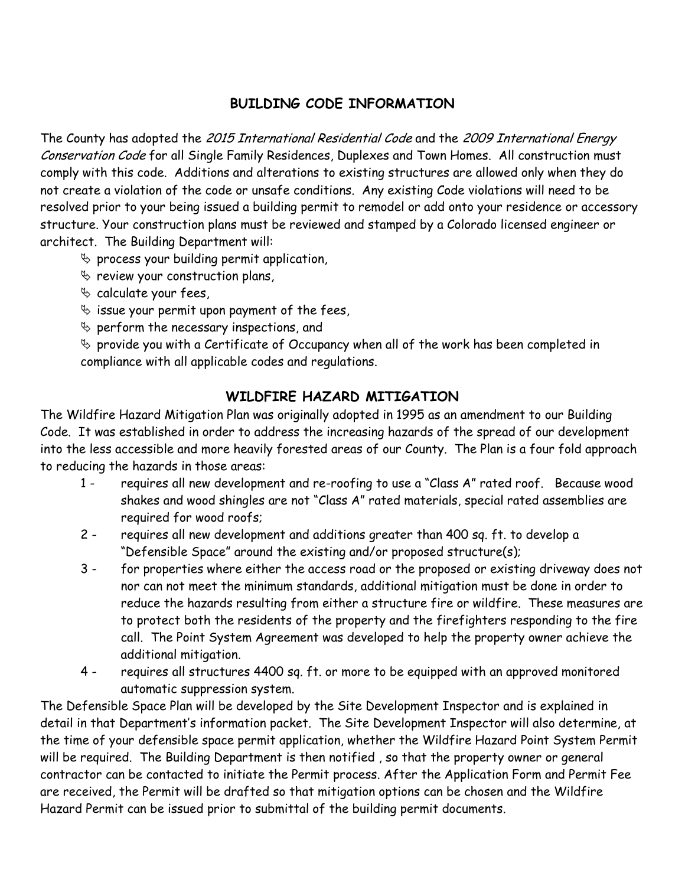## BUILDING CODE INFORMATION

The County has adopted the *2015 International Residential Code* and the *2009 International Energy Conservation Code* for all Single Family Residences, Duplexes and Town Homes. All construction must comply with this code. Additions and alterations to existing structures are allowed only when they do not create a violation of the code or unsafe conditions. Any existing Code violations will need to be resolved prior to your being issued a building permit to remodel or add onto your residence or accessory structure. Your construction plans must be reviewed and stamped by a Colorado licensed engineer or architect. The Building Department will:

- process your building permit application,
- review your construction plans,
- calculate your fees,
- issue your permit upon payment of the fees,
- perform the necessary inspections, and
- provide you with a Certificate of Occupancy when all of the work has been completed in compliance with all applicable codes and regulations.

## WILDFIRE HAZARD MITIGATION

The Wildfire Hazard Mitigation Plan was originally adopted in 1995 as an amendment to our Building Code. It was established in order to address the increasing hazards of the spread of our development into the less accessible and more heavily forested areas of our County. The Plan is a four fold approach to reducing the hazards in those areas:

1 - requires all new development and re-roofing to use a "Class A" rated roof. Because wood shakes and wood shingles are not "Class A" rated materials, special rated assemblies are required for wood roofs;

2 - requires all new development and additions greater than 400 sq. ft. to develop a "Defensible Space" around the existing and/or proposed structure(s);

3 - for properties where either the access road or the proposed or existing driveway does not nor can not meet the minimum standards, additional mitigation must be done in order to reduce the hazards resulting from either a structure fire or wildfire. These measures are to protect both the residents of the property and the firefighters responding to the fire call. The Point System Agreement was developed to help the property owner achieve the additional mitigation.

4 - requires all structures 4400 sq. ft. or more to be equipped with an approved monitored automatic suppression system.

The Defensible Space Plan will be developed by the Site Development Inspector and is explained in detail in that Department's information packet. The Site Development Inspector will also determine, at the time of your defensible space permit application, whether the Wildfire Hazard Point System Permit will be required. The Building Department is then notified , so that the property owner or general contractor can be contacted to initiate the Permit process. After the Application Form and Permit Fee are received, the Permit will be drafted so that mitigation options can be chosen and the Wildfire Hazard Permit can be issued prior to submittal of the building permit documents.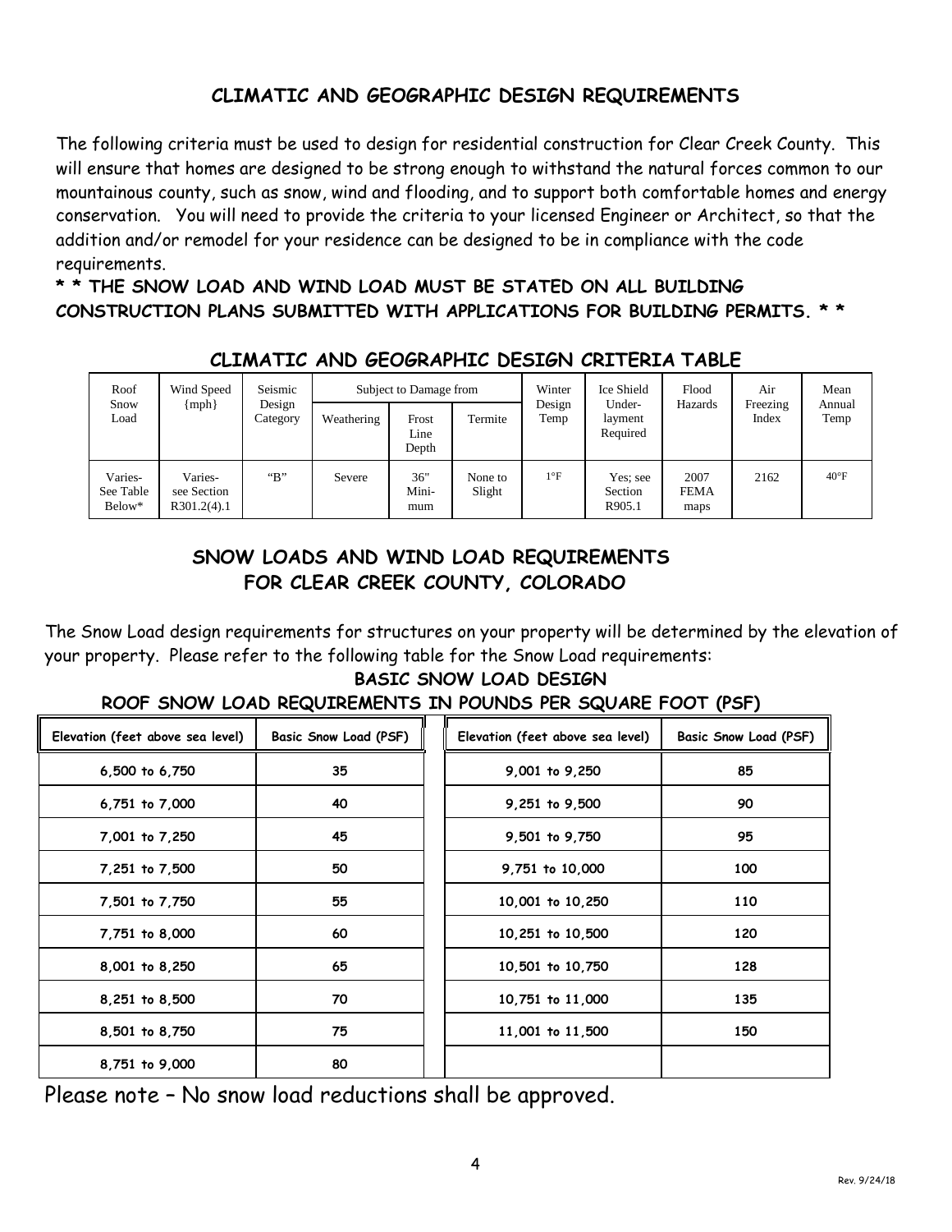## CLIMATIC AND GEOGRAPHIC DESIGN REQUIREMENTS

The following criteria must be used to design for residential construction for Clear Creek County. This will ensure that homes are designed to be strong enough to withstand the natural forces common to our mountainous county, such as snow, wind and flooding, and to support both comfortable homes and energy conservation. You will need to provide the criteria to your licensed Engineer or Architect, so that the addition and/or remodel for your residence can be designed to be in compliance with the code requirements.

**\* \* THE SNOW LOAD AND WIND LOAD MUST BE STATED ON ALL BUILDING CONSTRUCTION PLANS SUBMITTED WITH APPLICATIONS FOR BUILDING PERMITS. \* \***

### CLIMATIC AND GEOGRAPHIC DESIGN CRITERIA TABLE

| Roof Snow Load | Wind Speed {mph} | Seismic Design Category | Subject to Damage from | | | Winter Design Temp | Ice Shield Under-layment Required | Flood Hazards | Air Freezing Index | Mean Annual Temp |
|---|---|---|---|---|---|---|---|---|---|---|
| | | | Weathering | Frost Line Depth | Termite | | | | | |
| Varies- See Table Below* | Varies- see Section R301.2(4).1 | "B" | Severe | 36" Mini-mum | None to Slight | 1°F | Yes; see Section R905.1 | 2007 FEMA maps | 2162 | 40°F |

## SNOW LOADS AND WIND LOAD REQUIREMENTS FOR CLEAR CREEK COUNTY, COLORADO

The Snow Load design requirements for structures on your property will be determined by the elevation of your property. Please refer to the following table for the Snow Load requirements:

### BASIC SNOW LOAD DESIGN
### ROOF SNOW LOAD REQUIREMENTS IN POUNDS PER SQUARE FOOT (PSF)

| Elevation (feet above sea level) | Basic Snow Load (PSF) | Elevation (feet above sea level) | Basic Snow Load (PSF) |
|---|---|---|---|
| 6,500 to 6,750 | 35 | 9,001 to 9,250 | 85 |
| 6,751 to 7,000 | 40 | 9,251 to 9,500 | 90 |
| 7,001 to 7,250 | 45 | 9,501 to 9,750 | 95 |
| 7,251 to 7,500 | 50 | 9,751 to 10,000 | 100 |
| 7,501 to 7,750 | 55 | 10,001 to 10,250 | 110 |
| 7,751 to 8,000 | 60 | 10,251 to 10,500 | 120 |
| 8,001 to 8,250 | 65 | 10,501 to 10,750 | 128 |
| 8,251 to 8,500 | 70 | 10,751 to 11,000 | 135 |
| 8,501 to 8,750 | 75 | 11,001 to 11,500 | 150 |
| 8,751 to 9,000 | 80 | | |

Please note – No snow load reductions shall be approved.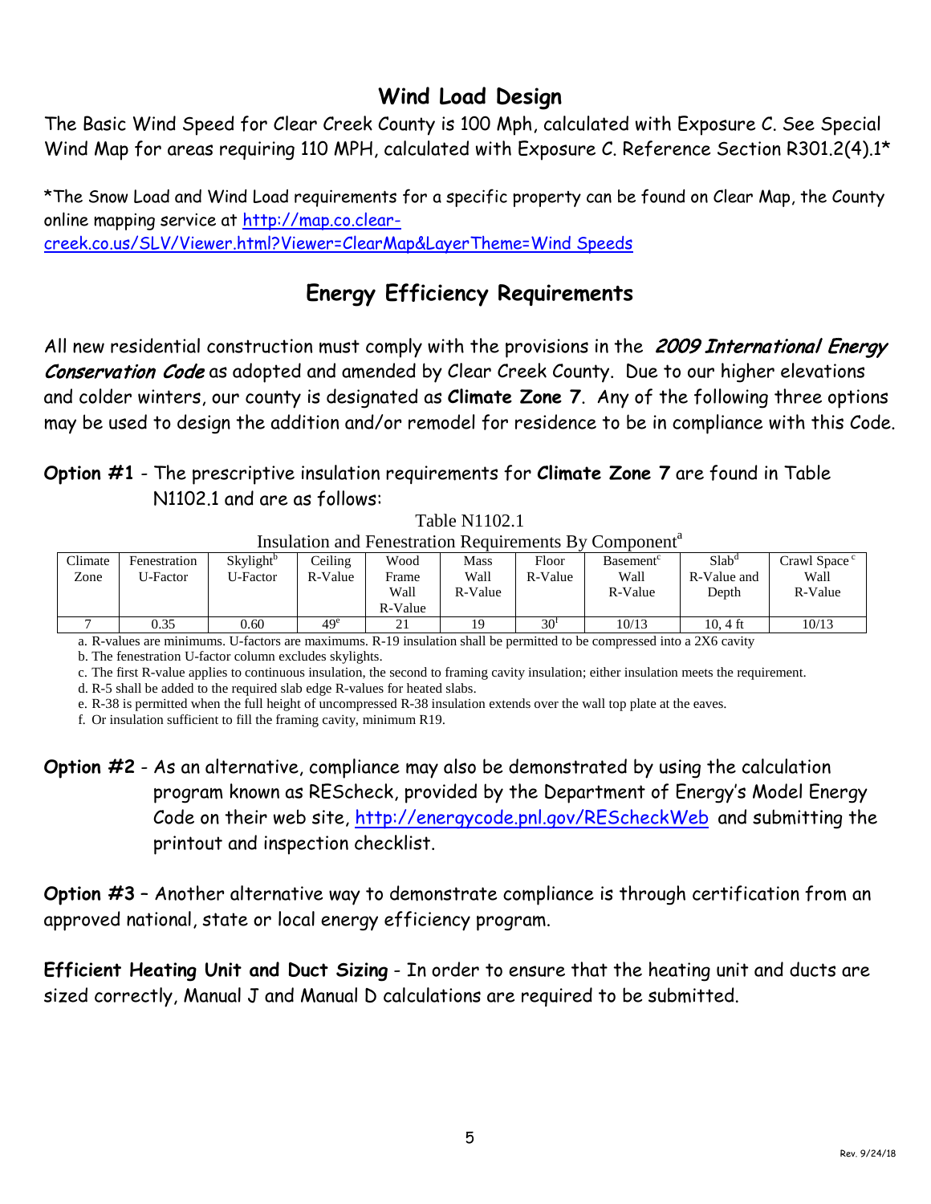## Wind Load Design

The Basic Wind Speed for Clear Creek County is 100 Mph, calculated with Exposure C. See Special Wind Map for areas requiring 110 MPH, calculated with Exposure C. Reference Section R301.2(4).1*

*The Snow Load and Wind Load requirements for a specific property can be found on Clear Map, the County online mapping service at http://map.co.clear-creek.co.us/SLV/Viewer.html?Viewer=ClearMap&LayerTheme=Wind Speeds

## Energy Efficiency Requirements

All new residential construction must comply with the provisions in the *2009 International Energy Conservation Code* as adopted and amended by Clear Creek County. Due to our higher elevations and colder winters, our county is designated as **Climate Zone 7**. Any of the following three options may be used to design the addition and/or remodel for residence to be in compliance with this Code.

**Option #1** - The prescriptive insulation requirements for **Climate Zone 7** are found in Table N1102.1 and are as follows:

Table N1102.1

Insulation and Fenestration Requirements By Component[a]

| Climate Zone | Fenestration U-Factor | Skylight[b] U-Factor | Ceiling R-Value | Wood Frame Wall R-Value | Mass Wall R-Value | Floor R-Value | Basement[c] Wall R-Value | Slab[d] R-Value and Depth | Crawl Space[c] Wall R-Value |
|---|---|---|---|---|---|---|---|---|---|
| 7 | 0.35 | 0.60 | 49[e] | 21 | 19 | 30[f] | 10/13 | 10, 4 ft | 10/13 |

a. R-values are minimums. U-factors are maximums. R-19 insulation shall be permitted to be compressed into a 2X6 cavity

b. The fenestration U-factor column excludes skylights.

c. The first R-value applies to continuous insulation, the second to framing cavity insulation; either insulation meets the requirement.

d. R-5 shall be added to the required slab edge R-values for heated slabs.

e. R-38 is permitted when the full height of uncompressed R-38 insulation extends over the wall top plate at the eaves.

f. Or insulation sufficient to fill the framing cavity, minimum R19.

**Option #2** - As an alternative, compliance may also be demonstrated by using the calculation program known as REScheck, provided by the Department of Energy's Model Energy Code on their web site, http://energycode.pnl.gov/REScheckWeb and submitting the printout and inspection checklist.

**Option #3** – Another alternative way to demonstrate compliance is through certification from an approved national, state or local energy efficiency program.

**Efficient Heating Unit and Duct Sizing** - In order to ensure that the heating unit and ducts are sized correctly, Manual J and Manual D calculations are required to be submitted.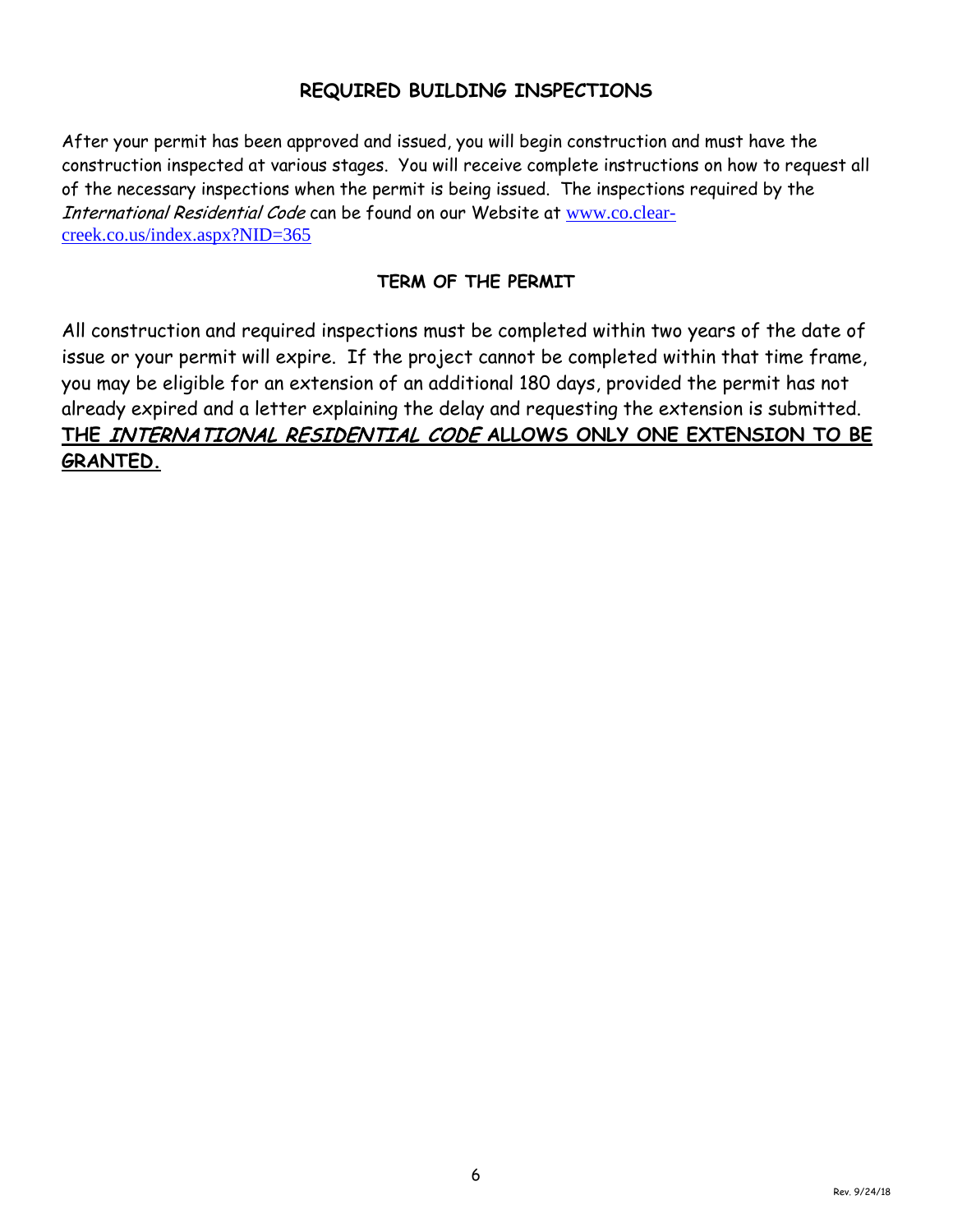## REQUIRED BUILDING INSPECTIONS

After your permit has been approved and issued, you will begin construction and must have the construction inspected at various stages. You will receive complete instructions on how to request all of the necessary inspections when the permit is being issued. The inspections required by the *International Residential Code* can be found on our Website at [www.co.clear-creek.co.us/index.aspx?NID=365](http://www.co.clear-creek.co.us/index.aspx?NID=365)

## TERM OF THE PERMIT

All construction and required inspections must be completed within two years of the date of issue or your permit will expire. If the project cannot be completed within that time frame, you may be eligible for an extension of an additional 180 days, provided the permit has not already expired and a letter explaining the delay and requesting the extension is submitted. **THE *INTERNATIONAL RESIDENTIAL CODE* ALLOWS ONLY ONE EXTENSION TO BE GRANTED.**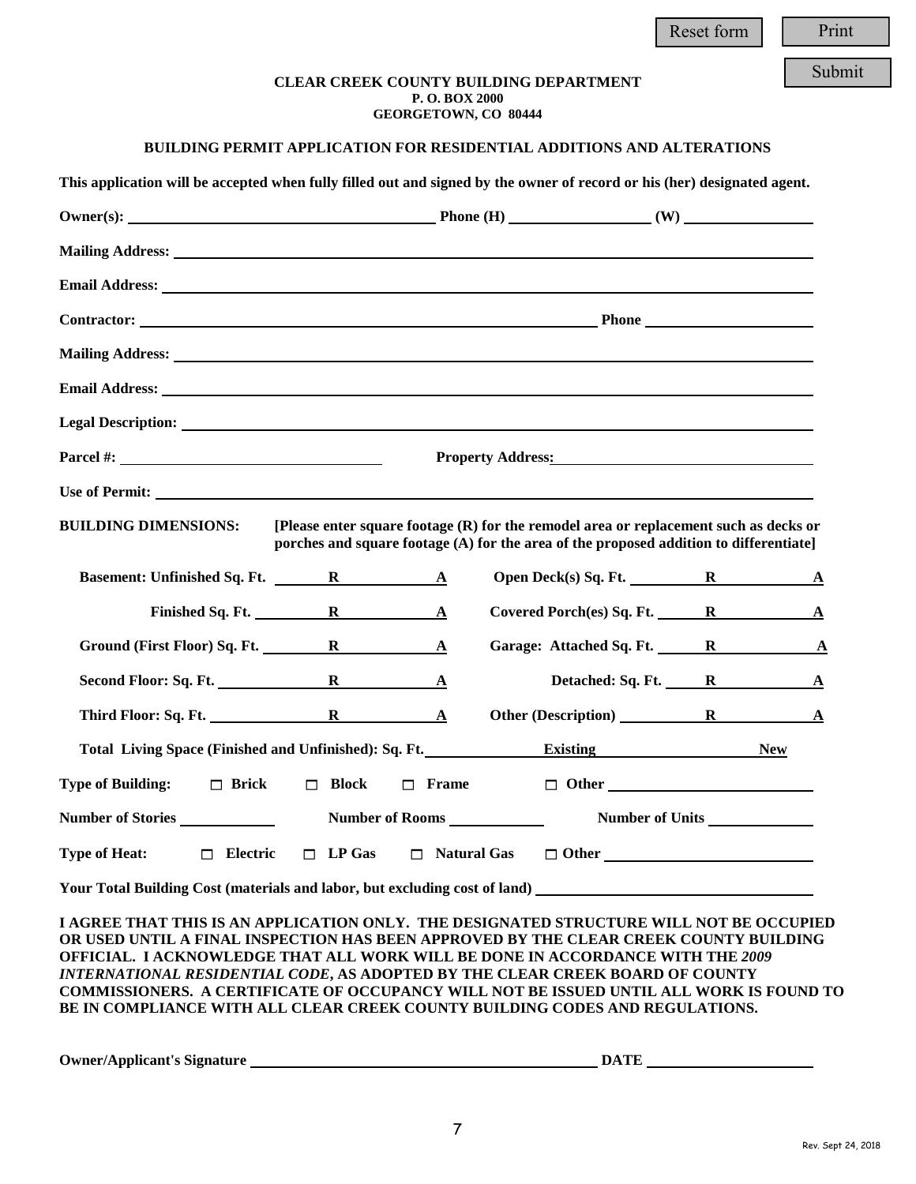Reset form Print Submit

**CLEAR CREEK COUNTY BUILDING DEPARTMENT**
**P. O. BOX 2000**
**GEORGETOWN, CO 80444**

**BUILDING PERMIT APPLICATION FOR RESIDENTIAL ADDITIONS AND ALTERATIONS**

**This application will be accepted when fully filled out and signed by the owner of record or his (her) designated agent.**

**Owner(s):** ______________________ **Phone (H)** ____________ **(W)** ____________

**Mailing Address:** ______________________________________________

**Email Address:** ______________________________________________

**Contractor:** ______________________________ **Phone** ____________

**Mailing Address:** ______________________________________________

**Email Address:** ______________________________________________

**Legal Description:** ______________________________________________

**Parcel #:** ____________________ **Property Address:** ____________________

**Use of Permit:** ______________________________________________

**BUILDING DIMENSIONS:** **[Please enter square footage (R) for the remodel area or replacement such as decks or porches and square footage (A) for the area of the proposed addition to differentiate]**

| | | | | | |
|---|---|---|---|---|---|
| **Basement: Unfinished Sq. Ft.** | **R** | **A** | **Open Deck(s) Sq. Ft.** | **R** | **A** |
| **Finished Sq. Ft.** | **R** | **A** | **Covered Porch(es) Sq. Ft.** | **R** | **A** |
| **Ground (First Floor) Sq. Ft.** | **R** | **A** | **Garage: Attached Sq. Ft.** | **R** | **A** |
| **Second Floor: Sq. Ft.** | **R** | **A** | **Detached: Sq. Ft.** | **R** | **A** |
| **Third Floor: Sq. Ft.** | **R** | **A** | **Other (Description)** | **R** | **A** |

**Total Living Space (Finished and Unfinished): Sq. Ft.** ________ **Existing** ________ **New**

**Type of Building:** ☐ **Brick** ☐ **Block** ☐ **Frame** ☐ **Other** ____________

**Number of Stories** ________ **Number of Rooms** ________ **Number of Units** ________

**Type of Heat:** ☐ **Electric** ☐ **LP Gas** ☐ **Natural Gas** ☐ **Other** ____________

**Your Total Building Cost (materials and labor, but excluding cost of land)** ____________________

**I AGREE THAT THIS IS AN APPLICATION ONLY. THE DESIGNATED STRUCTURE WILL NOT BE OCCUPIED OR USED UNTIL A FINAL INSPECTION HAS BEEN APPROVED BY THE CLEAR CREEK COUNTY BUILDING OFFICIAL. I ACKNOWLEDGE THAT ALL WORK WILL BE DONE IN ACCORDANCE WITH THE *2009 INTERNATIONAL RESIDENTIAL CODE*, AS ADOPTED BY THE CLEAR CREEK BOARD OF COUNTY COMMISSIONERS. A CERTIFICATE OF OCCUPANCY WILL NOT BE ISSUED UNTIL ALL WORK IS FOUND TO BE IN COMPLIANCE WITH ALL CLEAR CREEK COUNTY BUILDING CODES AND REGULATIONS.**

**Owner/Applicant's Signature** ______________________________ **DATE** ____________

Rev. Sept 24, 2018